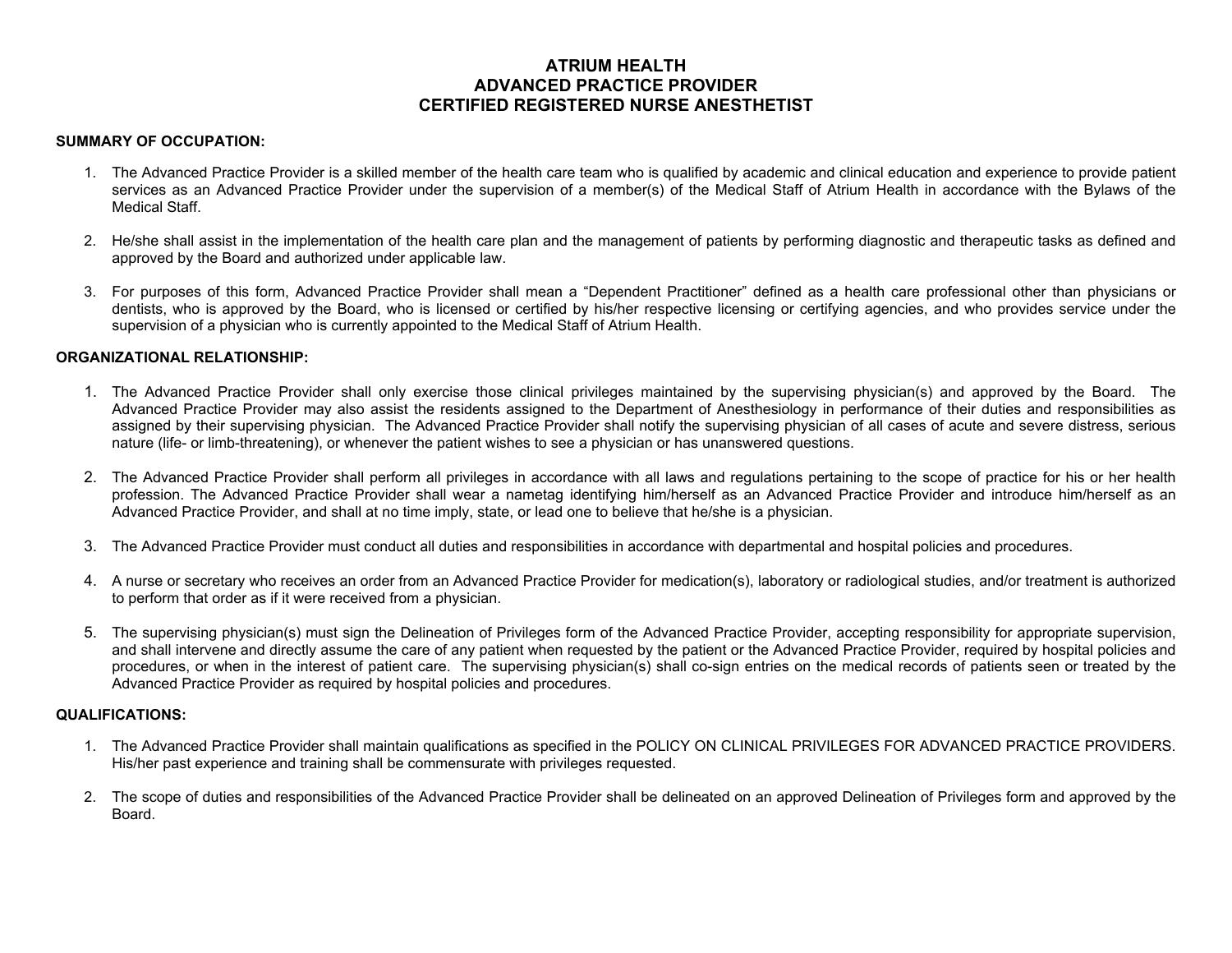# ATRIUM HEALTH
# ADVANCED PRACTICE PROVIDER
# CERTIFIED REGISTERED NURSE ANESTHETIST

**SUMMARY OF OCCUPATION:**

1. The Advanced Practice Provider is a skilled member of the health care team who is qualified by academic and clinical education and experience to provide patient services as an Advanced Practice Provider under the supervision of a member(s) of the Medical Staff of Atrium Health in accordance with the Bylaws of the Medical Staff.

2. He/she shall assist in the implementation of the health care plan and the management of patients by performing diagnostic and therapeutic tasks as defined and approved by the Board and authorized under applicable law.

3. For purposes of this form, Advanced Practice Provider shall mean a "Dependent Practitioner" defined as a health care professional other than physicians or dentists, who is approved by the Board, who is licensed or certified by his/her respective licensing or certifying agencies, and who provides service under the supervision of a physician who is currently appointed to the Medical Staff of Atrium Health.

**ORGANIZATIONAL RELATIONSHIP:**

1. The Advanced Practice Provider shall only exercise those clinical privileges maintained by the supervising physician(s) and approved by the Board. The Advanced Practice Provider may also assist the residents assigned to the Department of Anesthesiology in performance of their duties and responsibilities as assigned by their supervising physician. The Advanced Practice Provider shall notify the supervising physician of all cases of acute and severe distress, serious nature (life- or limb-threatening), or whenever the patient wishes to see a physician or has unanswered questions.

2. The Advanced Practice Provider shall perform all privileges in accordance with all laws and regulations pertaining to the scope of practice for his or her health profession. The Advanced Practice Provider shall wear a nametag identifying him/herself as an Advanced Practice Provider and introduce him/herself as an Advanced Practice Provider, and shall at no time imply, state, or lead one to believe that he/she is a physician.

3. The Advanced Practice Provider must conduct all duties and responsibilities in accordance with departmental and hospital policies and procedures.

4. A nurse or secretary who receives an order from an Advanced Practice Provider for medication(s), laboratory or radiological studies, and/or treatment is authorized to perform that order as if it were received from a physician.

5. The supervising physician(s) must sign the Delineation of Privileges form of the Advanced Practice Provider, accepting responsibility for appropriate supervision, and shall intervene and directly assume the care of any patient when requested by the patient or the Advanced Practice Provider, required by hospital policies and procedures, or when in the interest of patient care. The supervising physician(s) shall co-sign entries on the medical records of patients seen or treated by the Advanced Practice Provider as required by hospital policies and procedures.

**QUALIFICATIONS:**

1. The Advanced Practice Provider shall maintain qualifications as specified in the POLICY ON CLINICAL PRIVILEGES FOR ADVANCED PRACTICE PROVIDERS. His/her past experience and training shall be commensurate with privileges requested.

2. The scope of duties and responsibilities of the Advanced Practice Provider shall be delineated on an approved Delineation of Privileges form and approved by the Board.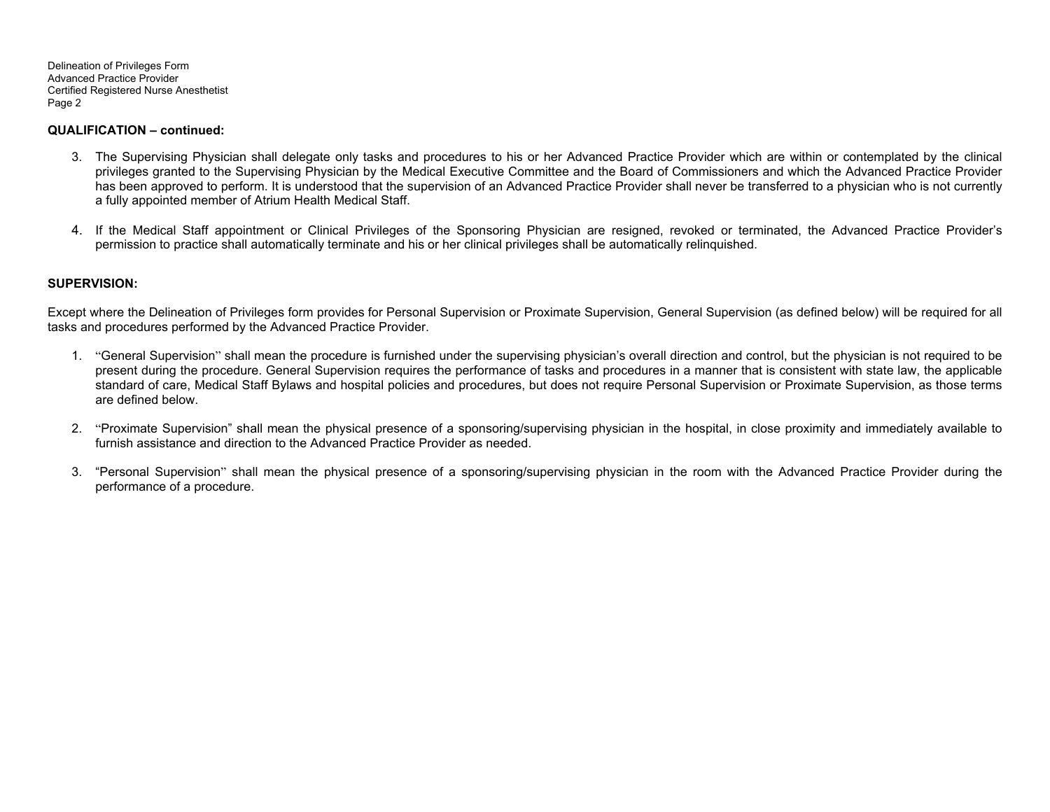**QUALIFICATION – continued:**

3. The Supervising Physician shall delegate only tasks and procedures to his or her Advanced Practice Provider which are within or contemplated by the clinical privileges granted to the Supervising Physician by the Medical Executive Committee and the Board of Commissioners and which the Advanced Practice Provider has been approved to perform. It is understood that the supervision of an Advanced Practice Provider shall never be transferred to a physician who is not currently a fully appointed member of Atrium Health Medical Staff.

4. If the Medical Staff appointment or Clinical Privileges of the Sponsoring Physician are resigned, revoked or terminated, the Advanced Practice Provider's permission to practice shall automatically terminate and his or her clinical privileges shall be automatically relinquished.

**SUPERVISION:**

Except where the Delineation of Privileges form provides for Personal Supervision or Proximate Supervision, General Supervision (as defined below) will be required for all tasks and procedures performed by the Advanced Practice Provider.

1. "General Supervision" shall mean the procedure is furnished under the supervising physician's overall direction and control, but the physician is not required to be present during the procedure. General Supervision requires the performance of tasks and procedures in a manner that is consistent with state law, the applicable standard of care, Medical Staff Bylaws and hospital policies and procedures, but does not require Personal Supervision or Proximate Supervision, as those terms are defined below.

2. "Proximate Supervision" shall mean the physical presence of a sponsoring/supervising physician in the hospital, in close proximity and immediately available to furnish assistance and direction to the Advanced Practice Provider as needed.

3. "Personal Supervision" shall mean the physical presence of a sponsoring/supervising physician in the room with the Advanced Practice Provider during the performance of a procedure.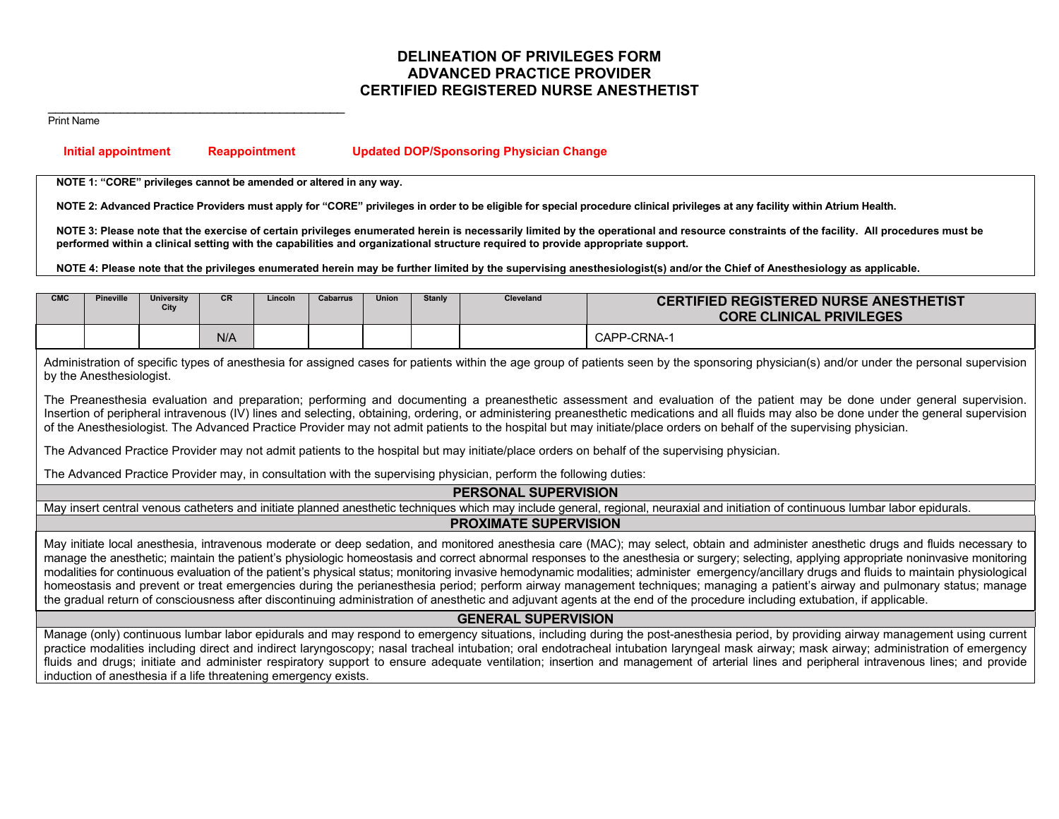# DELINEATION OF PRIVILEGES FORM
## ADVANCED PRACTICE PROVIDER
## CERTIFIED REGISTERED NURSE ANESTHETIST

_______________________________________________
Print Name

**Initial appointment**  **Reappointment**  **Updated DOP/Sponsoring Physician Change**

**NOTE 1: "CORE" privileges cannot be amended or altered in any way.**

**NOTE 2: Advanced Practice Providers must apply for "CORE" privileges in order to be eligible for special procedure clinical privileges at any facility within Atrium Health.**

**NOTE 3: Please note that the exercise of certain privileges enumerated herein is necessarily limited by the operational and resource constraints of the facility. All procedures must be performed within a clinical setting with the capabilities and organizational structure required to provide appropriate support.**

**NOTE 4: Please note that the privileges enumerated herein may be further limited by the supervising anesthesiologist(s) and/or the Chief of Anesthesiology as applicable.**

| CMC | Pineville | University City | CR | Lincoln | Cabarrus | Union | Stanly | Cleveland | CERTIFIED REGISTERED NURSE ANESTHETIST CORE CLINICAL PRIVILEGES |
|---|---|---|---|---|---|---|---|---|---|
| | | | N/A | | | | | | CAPP-CRNA-1 |

Administration of specific types of anesthesia for assigned cases for patients within the age group of patients seen by the sponsoring physician(s) and/or under the personal supervision by the Anesthesiologist.

The Preanesthesia evaluation and preparation; performing and documenting a preanesthetic assessment and evaluation of the patient may be done under general supervision. Insertion of peripheral intravenous (IV) lines and selecting, obtaining, ordering, or administering preanesthetic medications and all fluids may also be done under the general supervision of the Anesthesiologist. The Advanced Practice Provider may not admit patients to the hospital but may initiate/place orders on behalf of the supervising physician.

The Advanced Practice Provider may not admit patients to the hospital but may initiate/place orders on behalf of the supervising physician.

The Advanced Practice Provider may, in consultation with the supervising physician, perform the following duties:

### PERSONAL SUPERVISION

May insert central venous catheters and initiate planned anesthetic techniques which may include general, regional, neuraxial and initiation of continuous lumbar labor epidurals.

### PROXIMATE SUPERVISION

May initiate local anesthesia, intravenous moderate or deep sedation, and monitored anesthesia care (MAC); may select, obtain and administer anesthetic drugs and fluids necessary to manage the anesthetic; maintain the patient's physiologic homeostasis and correct abnormal responses to the anesthesia or surgery; selecting, applying appropriate noninvasive monitoring modalities for continuous evaluation of the patient's physical status; monitoring invasive hemodynamic modalities; administer emergency/ancillary drugs and fluids to maintain physiological homeostasis and prevent or treat emergencies during the perianesthesia period; perform airway management techniques; managing a patient's airway and pulmonary status; manage the gradual return of consciousness after discontinuing administration of anesthetic and adjuvant agents at the end of the procedure including extubation, if applicable.

### GENERAL SUPERVISION

Manage (only) continuous lumbar labor epidurals and may respond to emergency situations, including during the post-anesthesia period, by providing airway management using current practice modalities including direct and indirect laryngoscopy; nasal tracheal intubation; oral endotracheal intubation laryngeal mask airway; mask airway; administration of emergency fluids and drugs; initiate and administer respiratory support to ensure adequate ventilation; insertion and management of arterial lines and peripheral intravenous lines; and provide induction of anesthesia if a life threatening emergency exists.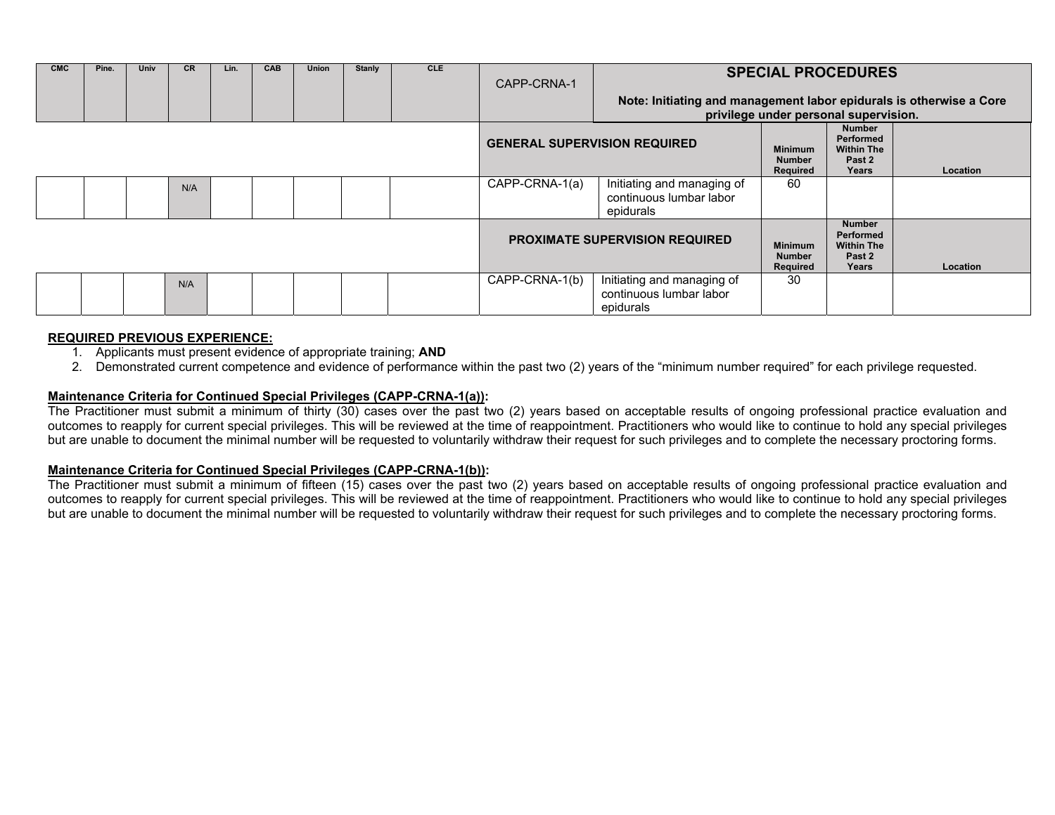| CMC | Pine. | Univ | CR | Lin. | CAB | Union | Stanly | CLE | CAPP-CRNA-1 | **SPECIAL PROCEDURES**<br><br>**Note: Initiating and management labor epidurals is otherwise a Core privilege under personal supervision.** | | | |
|---|---|---|---|---|---|---|---|---|---|---|---|---|---|
| | | | | | | | | | **GENERAL SUPERVISION REQUIRED** | | **Minimum Number Required** | **Number Performed Within The Past 2 Years** | **Location** |
| | | | N/A | | | | | | CAPP-CRNA-1(a) | Initiating and managing of continuous lumbar labor epidurals | 60 | | |
| | | | | | | | | | **PROXIMATE SUPERVISION REQUIRED** | | **Minimum Number Required** | **Number Performed Within The Past 2 Years** | **Location** |
| | | | N/A | | | | | | CAPP-CRNA-1(b) | Initiating and managing of continuous lumbar labor epidurals | 30 | | |

**REQUIRED PREVIOUS EXPERIENCE:**

1. Applicants must present evidence of appropriate training; **AND**
2. Demonstrated current competence and evidence of performance within the past two (2) years of the "minimum number required" for each privilege requested.

**Maintenance Criteria for Continued Special Privileges (CAPP-CRNA-1(a)):**

The Practitioner must submit a minimum of thirty (30) cases over the past two (2) years based on acceptable results of ongoing professional practice evaluation and outcomes to reapply for current special privileges. This will be reviewed at the time of reappointment. Practitioners who would like to continue to hold any special privileges but are unable to document the minimal number will be requested to voluntarily withdraw their request for such privileges and to complete the necessary proctoring forms.

**Maintenance Criteria for Continued Special Privileges (CAPP-CRNA-1(b)):**

The Practitioner must submit a minimum of fifteen (15) cases over the past two (2) years based on acceptable results of ongoing professional practice evaluation and outcomes to reapply for current special privileges. This will be reviewed at the time of reappointment. Practitioners who would like to continue to hold any special privileges but are unable to document the minimal number will be requested to voluntarily withdraw their request for such privileges and to complete the necessary proctoring forms.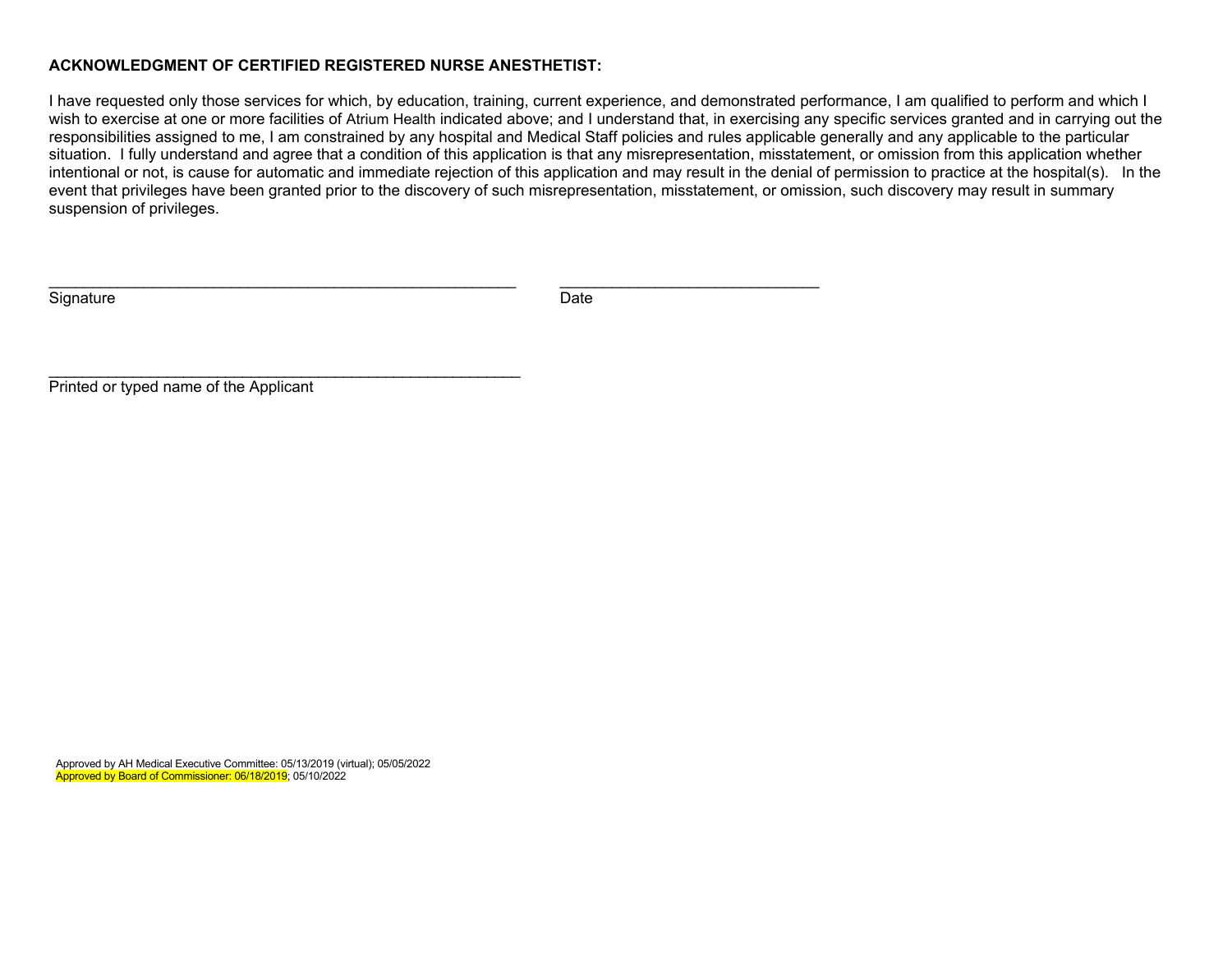**ACKNOWLEDGMENT OF CERTIFIED REGISTERED NURSE ANESTHETIST:**

I have requested only those services for which, by education, training, current experience, and demonstrated performance, I am qualified to perform and which I wish to exercise at one or more facilities of Atrium Health indicated above; and I understand that, in exercising any specific services granted and in carrying out the responsibilities assigned to me, I am constrained by any hospital and Medical Staff policies and rules applicable generally and any applicable to the particular situation. I fully understand and agree that a condition of this application is that any misrepresentation, misstatement, or omission from this application whether intentional or not, is cause for automatic and immediate rejection of this application and may result in the denial of permission to practice at the hospital(s). In the event that privileges have been granted prior to the discovery of such misrepresentation, misstatement, or omission, such discovery may result in summary suspension of privileges.

_______________________________________________________ Signature

______________________________ Date

_______________________________________________________ Printed or typed name of the Applicant

Approved by AH Medical Executive Committee: 05/13/2019 (virtual); 05/05/2022
Approved by Board of Commissioner: 06/18/2019; 05/10/2022